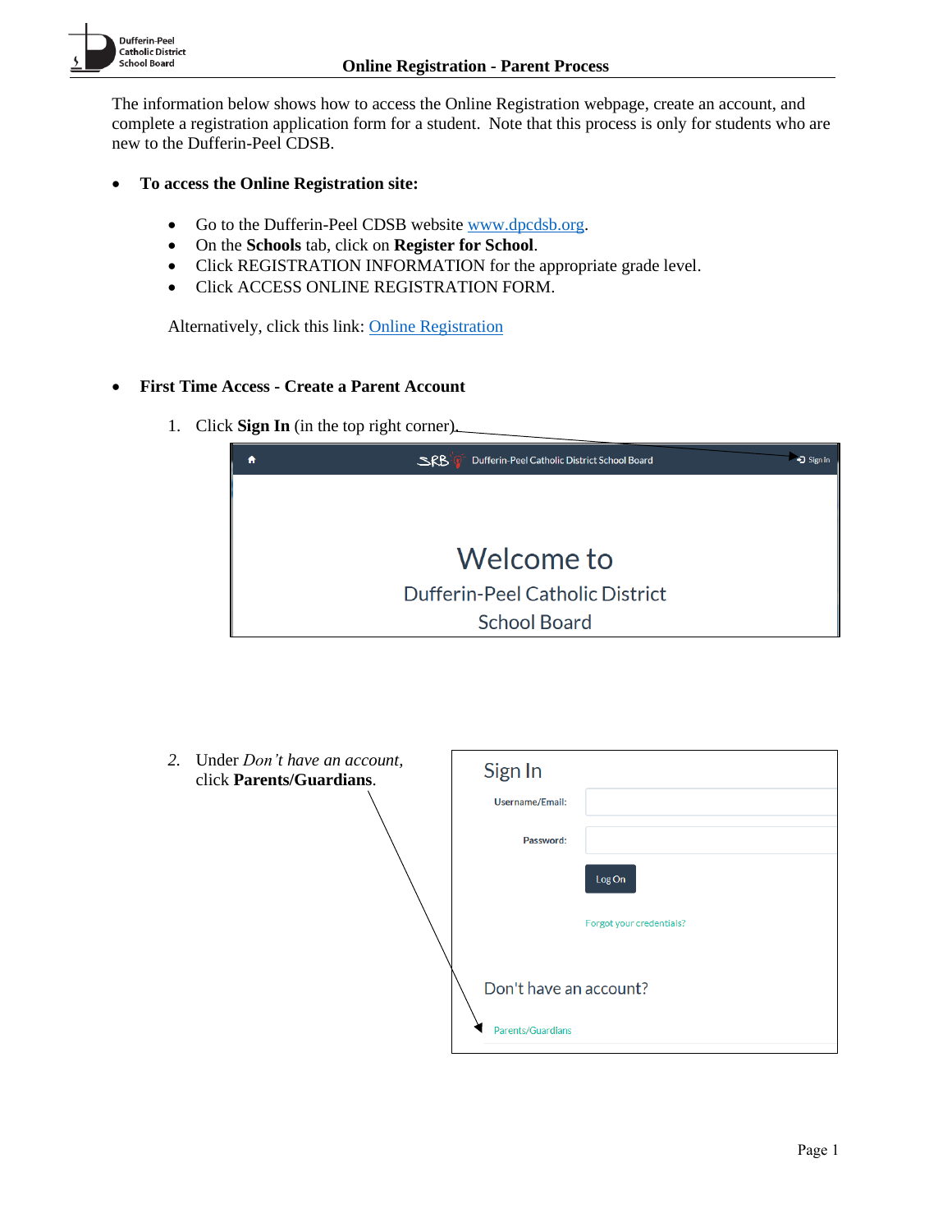# Online Registration - Parent Process

The information below shows how to access the Online Registration webpage, create an account, and complete a registration application form for a student. Note that this process is only for students who are new to the Dufferin-Peel CDSB.

- **To access the Online Registration site:**

  - Go to the Dufferin-Peel CDSB website www.dpcdsb.org.
  - On the **Schools** tab, click on **Register for School**.
  - Click REGISTRATION INFORMATION for the appropriate grade level.
  - Click ACCESS ONLINE REGISTRATION FORM.

  Alternatively, click this link: Online Registration

- **First Time Access - Create a Parent Account**

  1. Click **Sign In** (in the top right corner).

  2. Under *Don't have an account*, click **Parents/Guardians**.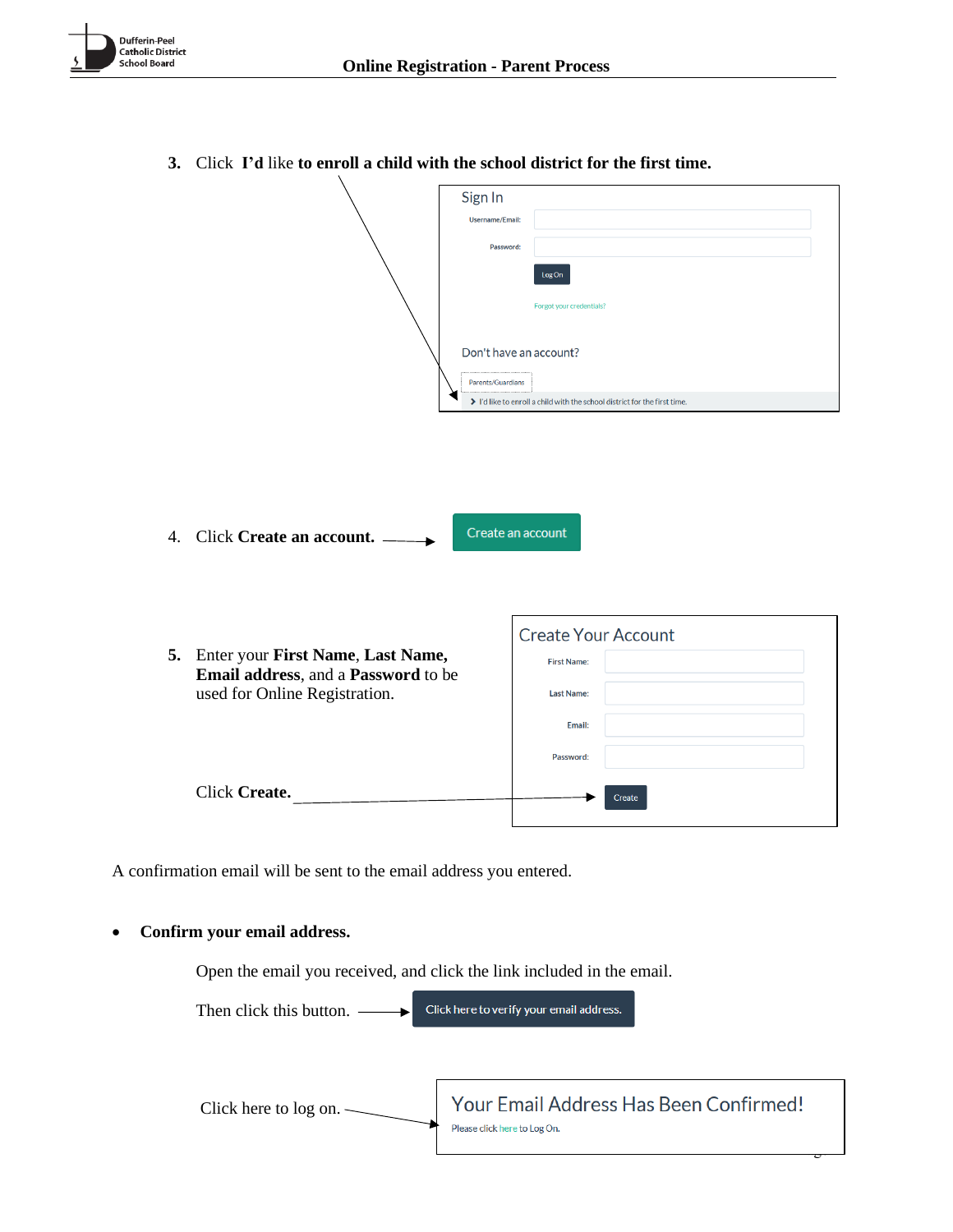3. Click **I'd** like **to enroll a child with the school district for the first time.**

Sign In

Username/Email:

Password:

Log On

Forgot your credentials?

Don't have an account?

Parents/Guardians

I'd like to enroll a child with the school district for the first time.

4. Click **Create an account.**

Create an account

5. Enter your **First Name**, **Last Name**, **Email address**, and a **Password** to be used for Online Registration.

   Click **Create.**

Create Your Account

First Name:

Last Name:

Email:

Password:

Create

A confirmation email will be sent to the email address you entered.

- **Confirm your email address.**

  Open the email you received, and click the link included in the email.

  Then click this button.

  Click here to verify your email address.

  Click here to log on.

Your Email Address Has Been Confirmed!

Please click here to Log On.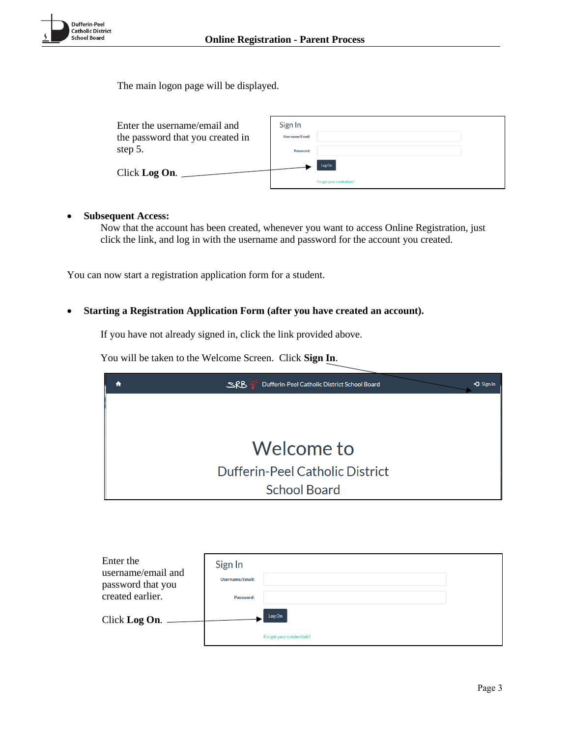The main logon page will be displayed.

Enter the username/email and the password that you created in step 5.

Click **Log On**.

- **Subsequent Access:**
  Now that the account has been created, whenever you want to access Online Registration, just click the link, and log in with the username and password for the account you created.

You can now start a registration application form for a student.

- **Starting a Registration Application Form (after you have created an account).**

  If you have not already signed in, click the link provided above.

  You will be taken to the Welcome Screen. Click **Sign In**.

Enter the username/email and password that you created earlier.

Click **Log On**.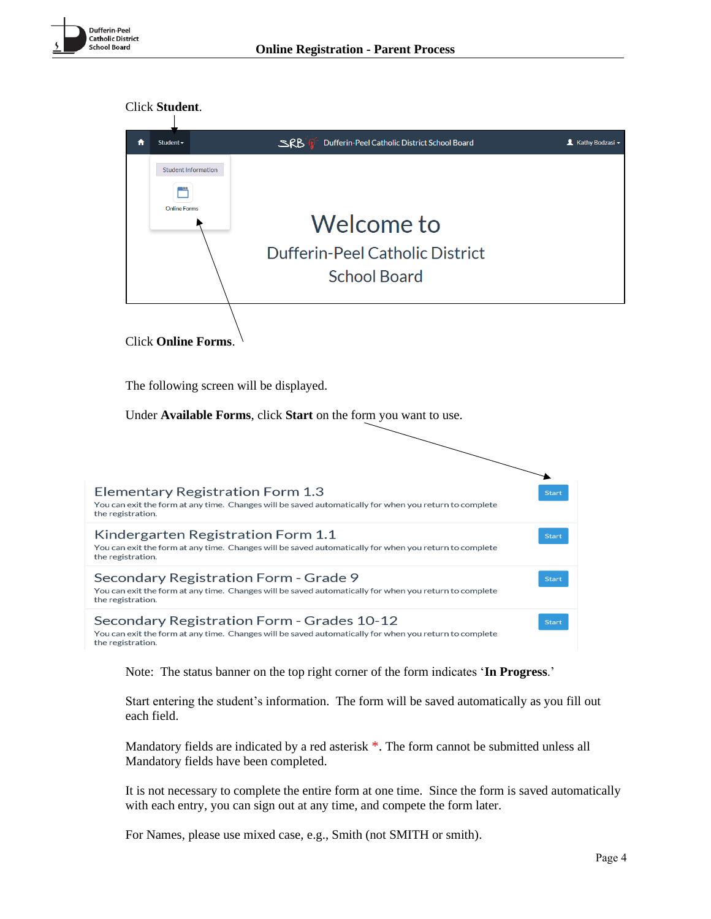Click **Student**.

Student ▾ | Dufferin-Peel Catholic District School Board | Kathy Bodzasi ▾

Student Information

Online Forms

Welcome to

Dufferin-Peel Catholic District School Board

Click **Online Forms**.

The following screen will be displayed.

Under **Available Forms**, click **Start** on the form you want to use.

Elementary Registration Form 1.3 — Start
You can exit the form at any time. Changes will be saved automatically for when you return to complete the registration.

Kindergarten Registration Form 1.1 — Start
You can exit the form at any time. Changes will be saved automatically for when you return to complete the registration.

Secondary Registration Form - Grade 9 — Start
You can exit the form at any time. Changes will be saved automatically for when you return to complete the registration.

Secondary Registration Form - Grades 10-12 — Start
You can exit the form at any time. Changes will be saved automatically for when you return to complete the registration.

Note: The status banner on the top right corner of the form indicates '**In Progress**.'

Start entering the student's information. The form will be saved automatically as you fill out each field.

Mandatory fields are indicated by a red asterisk *. The form cannot be submitted unless all Mandatory fields have been completed.

It is not necessary to complete the entire form at one time. Since the form is saved automatically with each entry, you can sign out at any time, and compete the form later.

For Names, please use mixed case, e.g., Smith (not SMITH or smith).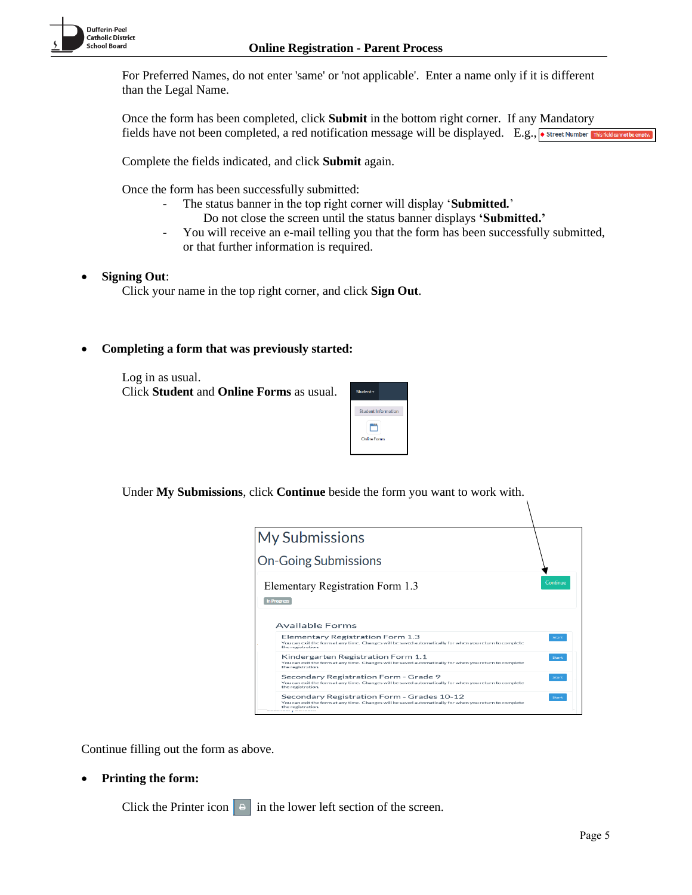For Preferred Names, do not enter 'same' or 'not applicable'. Enter a name only if it is different than the Legal Name.

Once the form has been completed, click **Submit** in the bottom right corner. If any Mandatory fields have not been completed, a red notification message will be displayed. E.g., * Street Number This field cannot be empty.

Complete the fields indicated, and click **Submit** again.

Once the form has been successfully submitted:

- The status banner in the top right corner will display '**Submitted.**'
  Do not close the screen until the status banner displays **'Submitted.'**
- You will receive an e-mail telling you that the form has been successfully submitted, or that further information is required.

- **Signing Out**:
  Click your name in the top right corner, and click **Sign Out**.

- **Completing a form that was previously started:**

  Log in as usual.
  Click **Student** and **Online Forms** as usual.

  Under **My Submissions**, click **Continue** beside the form you want to work with.

Continue filling out the form as above.

- **Printing the form:**

  Click the Printer icon in the lower left section of the screen.